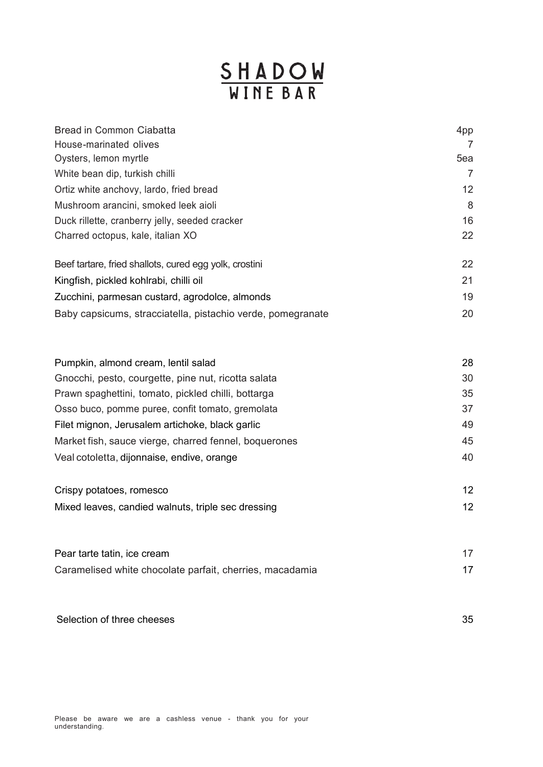# SHADOW WINE BAR

| | |
|---|---|
| Bread in Common Ciabatta | 4pp |
| House-marinated olives | 7 |
| Oysters, lemon myrtle | 5ea |
| White bean dip, turkish chilli | 7 |
| Ortiz white anchovy, lardo, fried bread | 12 |
| Mushroom arancini, smoked leek aioli | 8 |
| Duck rillette, cranberry jelly, seeded cracker | 16 |
| Charred octopus, kale, italian XO | 22 |

| | |
|---|---|
| Beef tartare, fried shallots, cured egg yolk, crostini | 22 |
| Kingfish, pickled kohlrabi, chilli oil | 21 |
| Zucchini, parmesan custard, agrodolce, almonds | 19 |
| Baby capsicums, stracciatella, pistachio verde, pomegranate | 20 |

| | |
|---|---|
| Pumpkin, almond cream, lentil salad | 28 |
| Gnocchi, pesto, courgette, pine nut, ricotta salata | 30 |
| Prawn spaghettini, tomato, pickled chilli, bottarga | 35 |
| Osso buco, pomme puree, confit tomato, gremolata | 37 |
| Filet mignon, Jerusalem artichoke, black garlic | 49 |
| Market fish, sauce vierge, charred fennel, boquerones | 45 |
| Veal cotoletta, dijonnaise, endive, orange | 40 |

| | |
|---|---|
| Crispy potatoes, romesco | 12 |
| Mixed leaves, candied walnuts, triple sec dressing | 12 |

| | |
|---|---|
| Pear tarte tatin, ice cream | 17 |
| Caramelised white chocolate parfait, cherries, macadamia | 17 |

| | |
|---|---|
| Selection of three cheeses | 35 |

Please be aware we are a cashless venue - thank you for your understanding.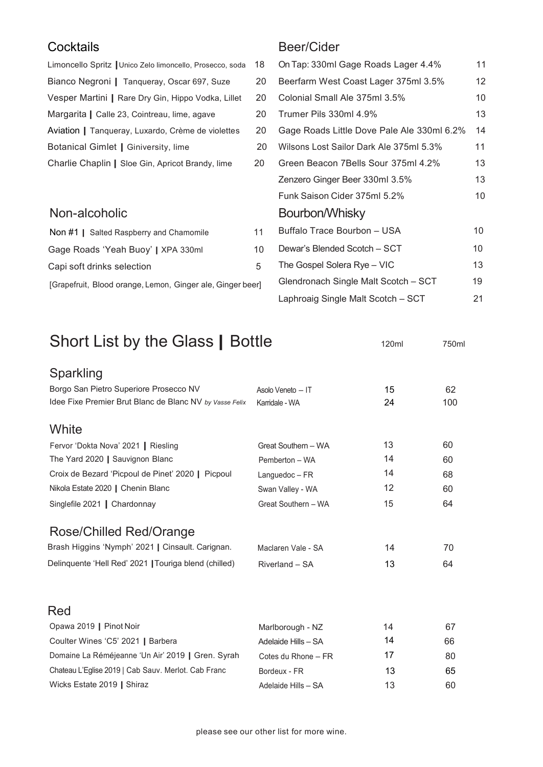## Cocktails

| | |
|---|---|
| Limoncello Spritz \| Unico Zelo limoncello, Prosecco, soda | 18 |
| Bianco Negroni \| Tanqueray, Oscar 697, Suze | 20 |
| Vesper Martini \| Rare Dry Gin, Hippo Vodka, Lillet | 20 |
| Margarita \| Calle 23, Cointreau, lime, agave | 20 |
| Aviation \| Tanqueray, Luxardo, Crème de violettes | 20 |
| Botanical Gimlet \| Giniversity, lime | 20 |
| Charlie Chaplin \| Sloe Gin, Apricot Brandy, lime | 20 |

## Non-alcoholic

| | |
|---|---|
| Non #1 \| Salted Raspberry and Chamomile | 11 |
| Gage Roads 'Yeah Buoy' \| XPA 330ml | 10 |
| Capi soft drinks selection | 5 |

[Grapefruit, Blood orange, Lemon, Ginger ale, Ginger beer]

## Beer/Cider

| | |
|---|---|
| On Tap: 330ml Gage Roads Lager 4.4% | 11 |
| Beerfarm West Coast Lager 375ml 3.5% | 12 |
| Colonial Small Ale 375ml 3.5% | 10 |
| Trumer Pils 330ml 4.9% | 13 |
| Gage Roads Little Dove Pale Ale 330ml 6.2% | 14 |
| Wilsons Lost Sailor Dark Ale 375ml 5.3% | 11 |
| Green Beacon 7Bells Sour 375ml 4.2% | 13 |
| Zenzero Ginger Beer 330ml 3.5% | 13 |
| Funk Saison Cider 375ml 5.2% | 10 |

## Bourbon/Whisky

| | |
|---|---|
| Buffalo Trace Bourbon – USA | 10 |
| Dewar's Blended Scotch – SCT | 10 |
| The Gospel Solera Rye – VIC | 13 |
| Glendronach Single Malt Scotch – SCT | 19 |
| Laphroaig Single Malt Scotch – SCT | 21 |

# Short List by the Glass | Bottle

| | | 120ml | 750ml |
|---|---|---|---|
| **Sparkling** | | | |
| Borgo San Pietro Superiore Prosecco NV | Asolo Veneto – IT | 15 | 62 |
| Idee Fixe Premier Brut Blanc de Blanc NV *by Vasse Felix* | Karridale - WA | 24 | 100 |
| **White** | | | |
| Fervor 'Dokta Nova' 2021 \| Riesling | Great Southern – WA | 13 | 60 |
| The Yard 2020 \| Sauvignon Blanc | Pemberton – WA | 14 | 60 |
| Croix de Bezard 'Picpoul de Pinet' 2020 \| Picpoul | Languedoc – FR | 14 | 68 |
| Nikola Estate 2020 \| Chenin Blanc | Swan Valley - WA | 12 | 60 |
| Singlefile 2021 \| Chardonnay | Great Southern – WA | 15 | 64 |
| **Rose/Chilled Red/Orange** | | | |
| Brash Higgins 'Nymph' 2021 \| Cinsault. Carignan. | Maclaren Vale - SA | 14 | 70 |
| Delinquente 'Hell Red' 2021 \| Touriga blend (chilled) | Riverland – SA | 13 | 64 |
| **Red** | | | |
| Opawa 2019 \| Pinot Noir | Marlborough - NZ | 14 | 67 |
| Coulter Wines 'C5' 2021 \| Barbera | Adelaide Hills – SA | 14 | 66 |
| Domaine La Réméjeanne 'Un Air' 2019 \| Gren. Syrah | Cotes du Rhone – FR | 17 | 80 |
| Chateau L'Eglise 2019 \| Cab Sauv. Merlot. Cab Franc | Bordeux - FR | 13 | 65 |
| Wicks Estate 2019 \| Shiraz | Adelaide Hills – SA | 13 | 60 |

please see our other list for more wine.